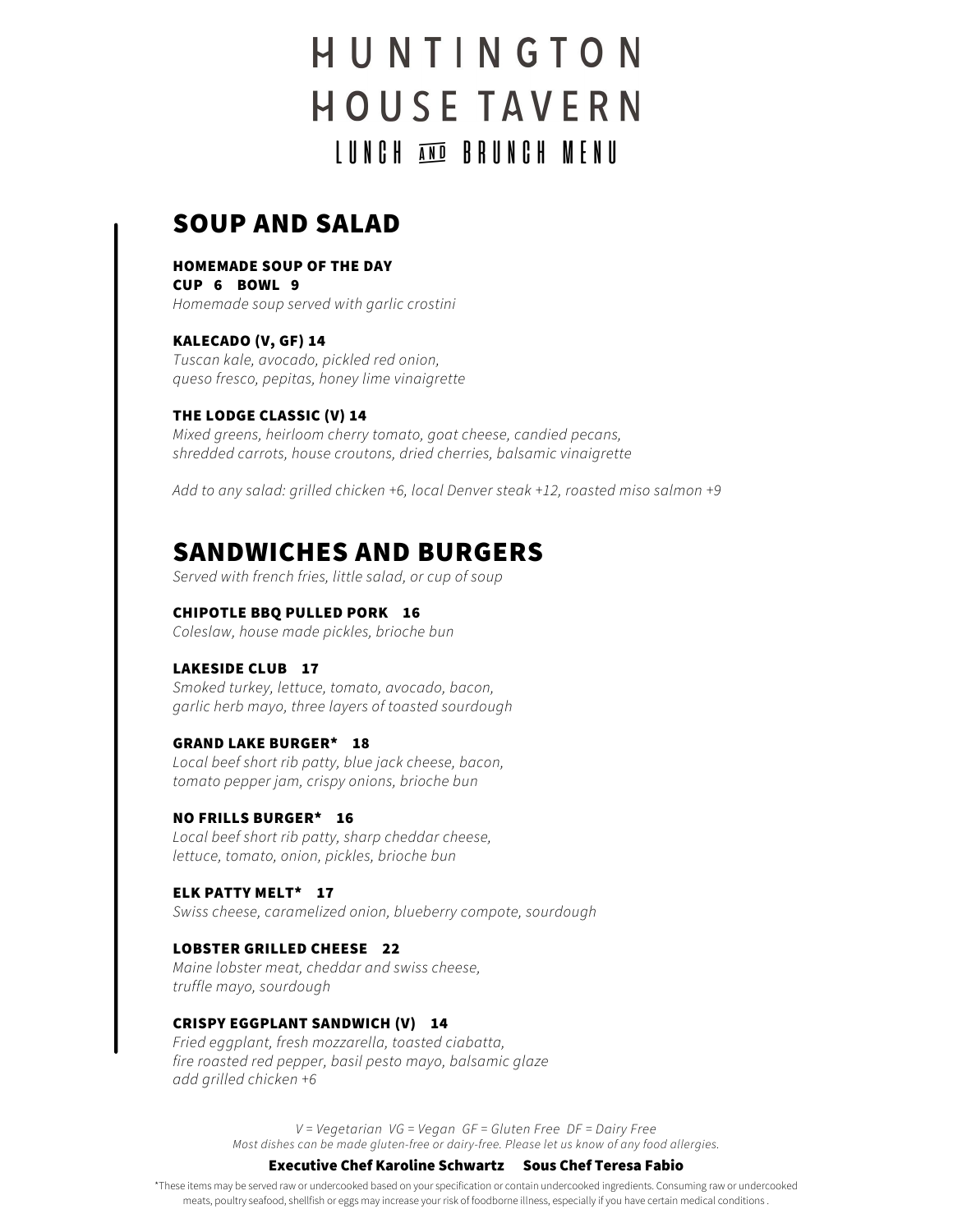# HUNTINGTON HOUSE TAVERN

LUNCH AND BRUNCH MENU

## SOUP AND SALAD

**HOMEMADE SOUP OF THE DAY**
**CUP 6 BOWL 9**
*Homemade soup served with garlic crostini*

**KALECADO (V, GF) 14**
*Tuscan kale, avocado, pickled red onion, queso fresco, pepitas, honey lime vinaigrette*

**THE LODGE CLASSIC (V) 14**
*Mixed greens, heirloom cherry tomato, goat cheese, candied pecans, shredded carrots, house croutons, dried cherries, balsamic vinaigrette*

*Add to any salad: grilled chicken +6, local Denver steak +12, roasted miso salmon +9*

## SANDWICHES AND BURGERS

*Served with french fries, little salad, or cup of soup*

**CHIPOTLE BBQ PULLED PORK 16**
*Coleslaw, house made pickles, brioche bun*

**LAKESIDE CLUB 17**
*Smoked turkey, lettuce, tomato, avocado, bacon, garlic herb mayo, three layers of toasted sourdough*

**GRAND LAKE BURGER* 18**
*Local beef short rib patty, blue jack cheese, bacon, tomato pepper jam, crispy onions, brioche bun*

**NO FRILLS BURGER* 16**
*Local beef short rib patty, sharp cheddar cheese, lettuce, tomato, onion, pickles, brioche bun*

**ELK PATTY MELT* 17**
*Swiss cheese, caramelized onion, blueberry compote, sourdough*

**LOBSTER GRILLED CHEESE 22**
*Maine lobster meat, cheddar and swiss cheese, truffle mayo, sourdough*

**CRISPY EGGPLANT SANDWICH (V) 14**
*Fried eggplant, fresh mozzarella, toasted ciabatta, fire roasted red pepper, basil pesto mayo, balsamic glaze add grilled chicken +6*

*V = Vegetarian VG = Vegan GF = Gluten Free DF = Dairy Free*
*Most dishes can be made gluten-free or dairy-free. Please let us know of any food allergies.*

**Executive Chef Karoline Schwartz Sous Chef Teresa Fabio**

*These items may be served raw or undercooked based on your specification or contain undercooked ingredients. Consuming raw or undercooked meats, poultry seafood, shellfish or eggs may increase your risk of foodborne illness, especially if you have certain medical conditions .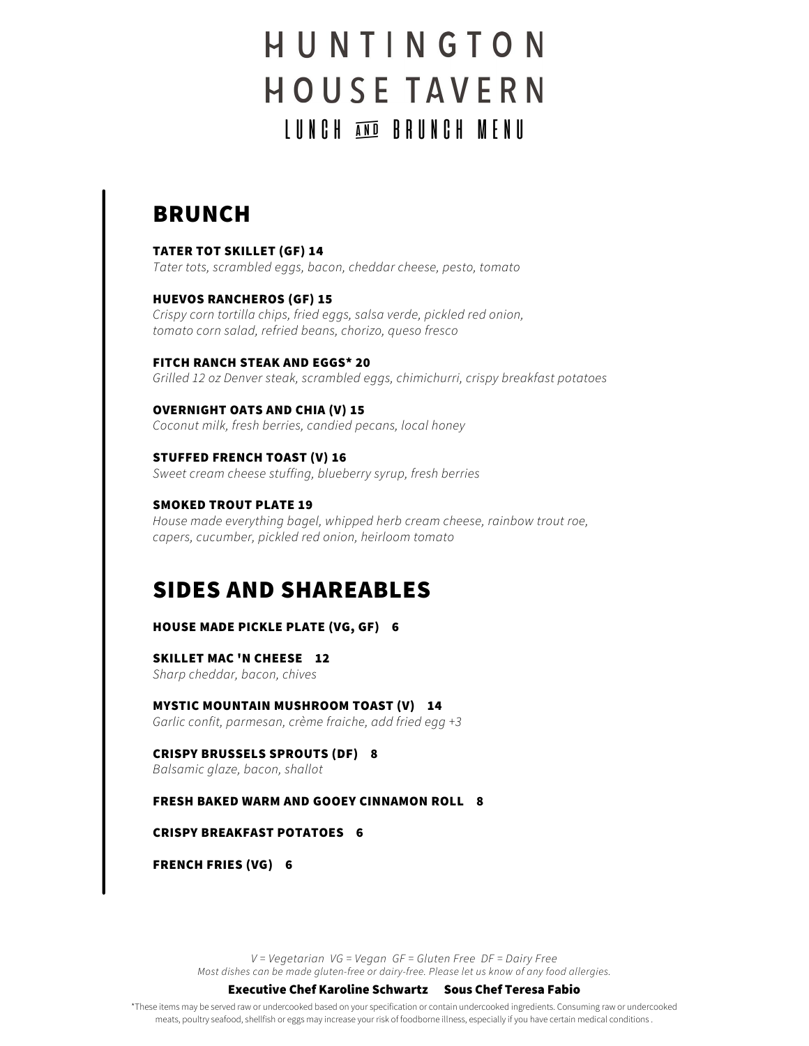# HUNTINGTON HOUSE TAVERN

LUNCH AND BRUNCH MENU

## BRUNCH

**TATER TOT SKILLET (GF) 14**
*Tater tots, scrambled eggs, bacon, cheddar cheese, pesto, tomato*

**HUEVOS RANCHEROS (GF) 15**
*Crispy corn tortilla chips, fried eggs, salsa verde, pickled red onion, tomato corn salad, refried beans, chorizo, queso fresco*

**FITCH RANCH STEAK AND EGGS* 20**
*Grilled 12 oz Denver steak, scrambled eggs, chimichurri, crispy breakfast potatoes*

**OVERNIGHT OATS AND CHIA (V) 15**
*Coconut milk, fresh berries, candied pecans, local honey*

**STUFFED FRENCH TOAST (V) 16**
*Sweet cream cheese stuffing, blueberry syrup, fresh berries*

**SMOKED TROUT PLATE 19**
*House made everything bagel, whipped herb cream cheese, rainbow trout roe, capers, cucumber, pickled red onion, heirloom tomato*

## SIDES AND SHAREABLES

**HOUSE MADE PICKLE PLATE (VG, GF) 6**

**SKILLET MAC 'N CHEESE 12**
*Sharp cheddar, bacon, chives*

**MYSTIC MOUNTAIN MUSHROOM TOAST (V) 14**
*Garlic confit, parmesan, crème fraiche, add fried egg +3*

**CRISPY BRUSSELS SPROUTS (DF) 8**
*Balsamic glaze, bacon, shallot*

**FRESH BAKED WARM AND GOOEY CINNAMON ROLL 8**

**CRISPY BREAKFAST POTATOES 6**

**FRENCH FRIES (VG) 6**

*V = Vegetarian VG = Vegan GF = Gluten Free DF = Dairy Free*
*Most dishes can be made gluten-free or dairy-free. Please let us know of any food allergies.*

**Executive Chef Karoline Schwartz Sous Chef Teresa Fabio**

*These items may be served raw or undercooked based on your specification or contain undercooked ingredients. Consuming raw or undercooked meats, poultry seafood, shellfish or eggs may increase your risk of foodborne illness, especially if you have certain medical conditions .